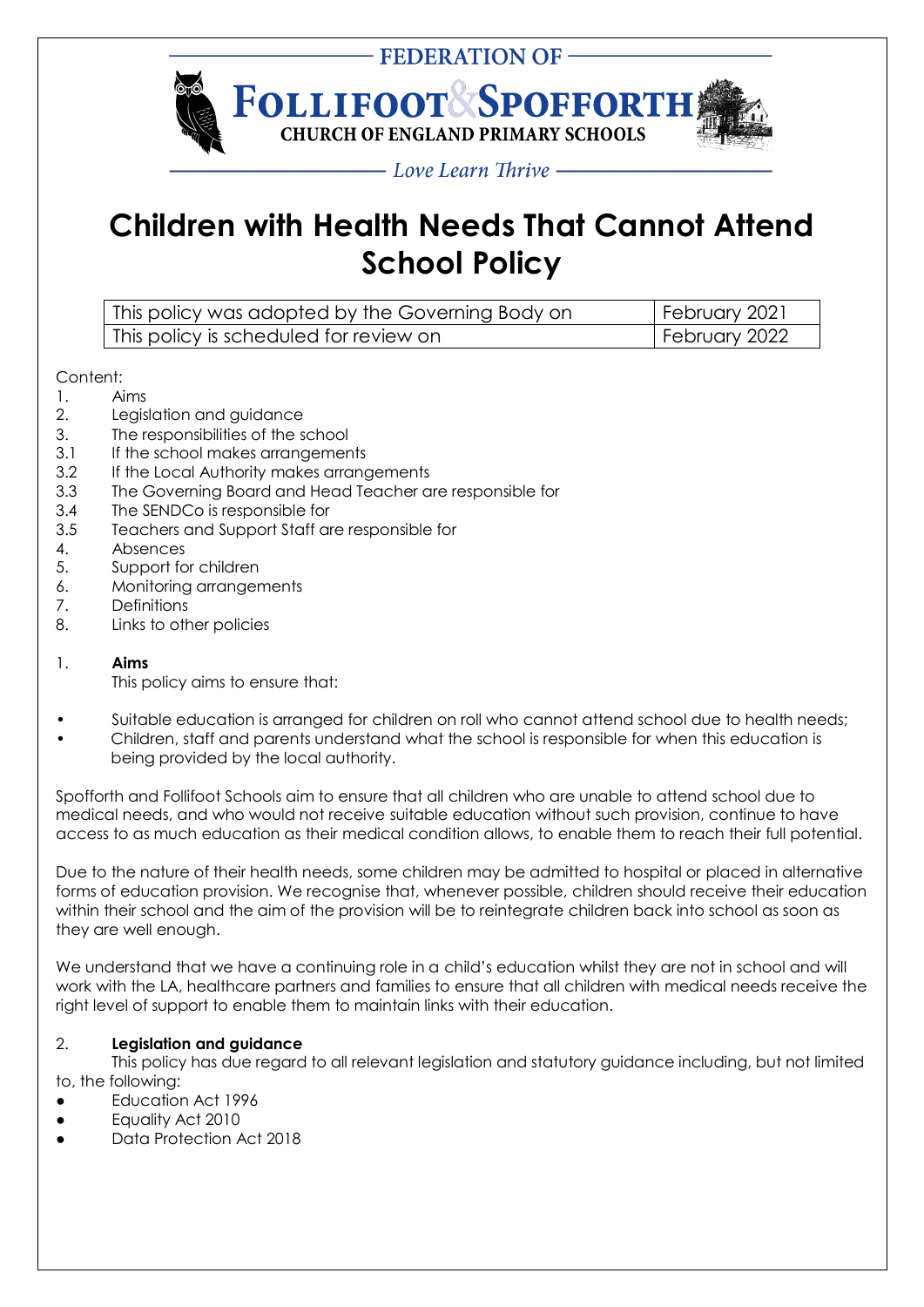FEDERATION OF

**FOLLIFOOT & SPOFFORTH**

CHURCH OF ENGLAND PRIMARY SCHOOLS

*Love Learn Thrive*

# Children with Health Needs That Cannot Attend School Policy

| This policy was adopted by the Governing Body on | February 2021 |
| --- | --- |
| This policy is scheduled for review on | February 2022 |

Content:

1. Aims
2. Legislation and guidance
3. The responsibilities of the school
3.1 If the school makes arrangements
3.2 If the Local Authority makes arrangements
3.3 The Governing Board and Head Teacher are responsible for
3.4 The SENDCo is responsible for
3.5 Teachers and Support Staff are responsible for
4. Absences
5. Support for children
6. Monitoring arrangements
7. Definitions
8. Links to other policies

## 1. Aims

This policy aims to ensure that:

- Suitable education is arranged for children on roll who cannot attend school due to health needs;
- Children, staff and parents understand what the school is responsible for when this education is being provided by the local authority.

Spofforth and Follifoot Schools aim to ensure that all children who are unable to attend school due to medical needs, and who would not receive suitable education without such provision, continue to have access to as much education as their medical condition allows, to enable them to reach their full potential.

Due to the nature of their health needs, some children may be admitted to hospital or placed in alternative forms of education provision. We recognise that, whenever possible, children should receive their education within their school and the aim of the provision will be to reintegrate children back into school as soon as they are well enough.

We understand that we have a continuing role in a child's education whilst they are not in school and will work with the LA, healthcare partners and families to ensure that all children with medical needs receive the right level of support to enable them to maintain links with their education.

## 2. Legislation and guidance

This policy has due regard to all relevant legislation and statutory guidance including, but not limited to, the following:

- Education Act 1996
- Equality Act 2010
- Data Protection Act 2018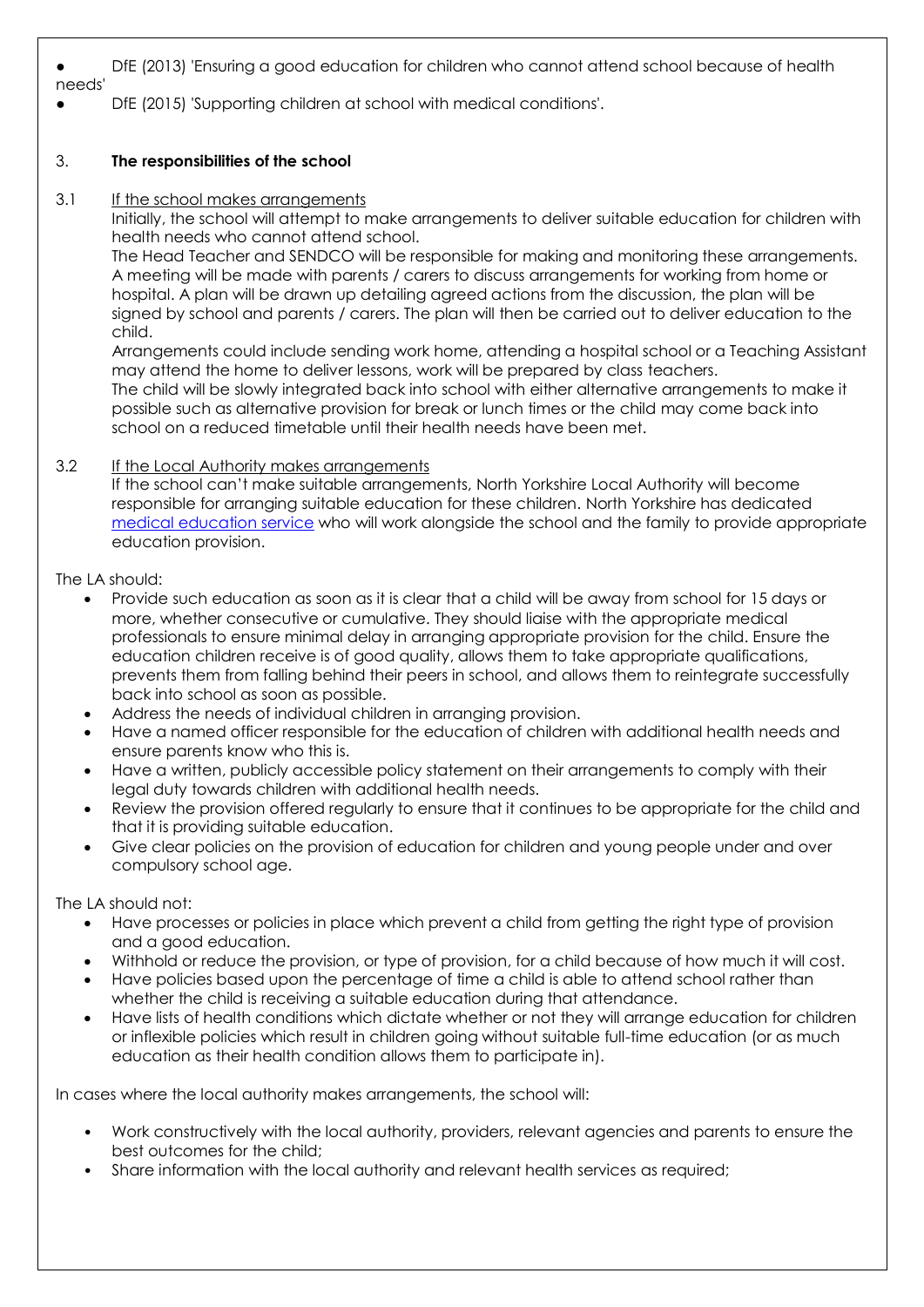- DfE (2013) 'Ensuring a good education for children who cannot attend school because of health needs'
- DfE (2015) 'Supporting children at school with medical conditions'.

## 3. The responsibilities of the school

### 3.1 If the school makes arrangements

Initially, the school will attempt to make arrangements to deliver suitable education for children with health needs who cannot attend school.

The Head Teacher and SENDCO will be responsible for making and monitoring these arrangements. A meeting will be made with parents / carers to discuss arrangements for working from home or hospital. A plan will be drawn up detailing agreed actions from the discussion, the plan will be signed by school and parents / carers. The plan will then be carried out to deliver education to the child.

Arrangements could include sending work home, attending a hospital school or a Teaching Assistant may attend the home to deliver lessons, work will be prepared by class teachers.

The child will be slowly integrated back into school with either alternative arrangements to make it possible such as alternative provision for break or lunch times or the child may come back into school on a reduced timetable until their health needs have been met.

### 3.2 If the Local Authority makes arrangements

If the school can't make suitable arrangements, North Yorkshire Local Authority will become responsible for arranging suitable education for these children. North Yorkshire has dedicated medical education service who will work alongside the school and the family to provide appropriate education provision.

The LA should:

- Provide such education as soon as it is clear that a child will be away from school for 15 days or more, whether consecutive or cumulative. They should liaise with the appropriate medical professionals to ensure minimal delay in arranging appropriate provision for the child. Ensure the education children receive is of good quality, allows them to take appropriate qualifications, prevents them from falling behind their peers in school, and allows them to reintegrate successfully back into school as soon as possible.
- Address the needs of individual children in arranging provision.
- Have a named officer responsible for the education of children with additional health needs and ensure parents know who this is.
- Have a written, publicly accessible policy statement on their arrangements to comply with their legal duty towards children with additional health needs.
- Review the provision offered regularly to ensure that it continues to be appropriate for the child and that it is providing suitable education.
- Give clear policies on the provision of education for children and young people under and over compulsory school age.

The LA should not:

- Have processes or policies in place which prevent a child from getting the right type of provision and a good education.
- Withhold or reduce the provision, or type of provision, for a child because of how much it will cost.
- Have policies based upon the percentage of time a child is able to attend school rather than whether the child is receiving a suitable education during that attendance.
- Have lists of health conditions which dictate whether or not they will arrange education for children or inflexible policies which result in children going without suitable full-time education (or as much education as their health condition allows them to participate in).

In cases where the local authority makes arrangements, the school will:

- Work constructively with the local authority, providers, relevant agencies and parents to ensure the best outcomes for the child;
- Share information with the local authority and relevant health services as required;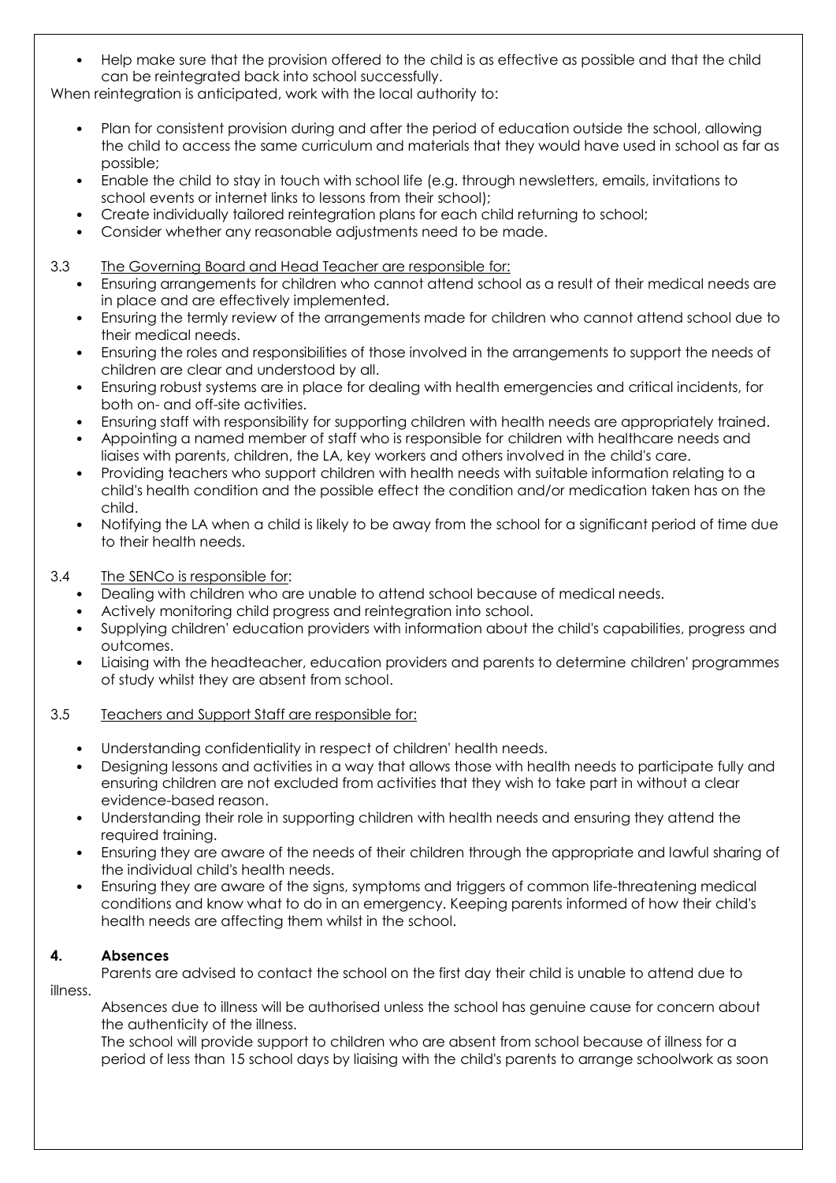- Help make sure that the provision offered to the child is as effective as possible and that the child can be reintegrated back into school successfully.

When reintegration is anticipated, work with the local authority to:

- Plan for consistent provision during and after the period of education outside the school, allowing the child to access the same curriculum and materials that they would have used in school as far as possible;
- Enable the child to stay in touch with school life (e.g. through newsletters, emails, invitations to school events or internet links to lessons from their school);
- Create individually tailored reintegration plans for each child returning to school;
- Consider whether any reasonable adjustments need to be made.

3.3 <u>The Governing Board and Head Teacher are responsible for:</u>

- Ensuring arrangements for children who cannot attend school as a result of their medical needs are in place and are effectively implemented.
- Ensuring the termly review of the arrangements made for children who cannot attend school due to their medical needs.
- Ensuring the roles and responsibilities of those involved in the arrangements to support the needs of children are clear and understood by all.
- Ensuring robust systems are in place for dealing with health emergencies and critical incidents, for both on- and off-site activities.
- Ensuring staff with responsibility for supporting children with health needs are appropriately trained.
- Appointing a named member of staff who is responsible for children with healthcare needs and liaises with parents, children, the LA, key workers and others involved in the child's care.
- Providing teachers who support children with health needs with suitable information relating to a child's health condition and the possible effect the condition and/or medication taken has on the child.
- Notifying the LA when a child is likely to be away from the school for a significant period of time due to their health needs.

3.4 <u>The SENCo is responsible for</u>:

- Dealing with children who are unable to attend school because of medical needs.
- Actively monitoring child progress and reintegration into school.
- Supplying children' education providers with information about the child's capabilities, progress and outcomes.
- Liaising with the headteacher, education providers and parents to determine children' programmes of study whilst they are absent from school.

3.5 <u>Teachers and Support Staff are responsible for:</u>

- Understanding confidentiality in respect of children' health needs.
- Designing lessons and activities in a way that allows those with health needs to participate fully and ensuring children are not excluded from activities that they wish to take part in without a clear evidence-based reason.
- Understanding their role in supporting children with health needs and ensuring they attend the required training.
- Ensuring they are aware of the needs of their children through the appropriate and lawful sharing of the individual child's health needs.
- Ensuring they are aware of the signs, symptoms and triggers of common life-threatening medical conditions and know what to do in an emergency. Keeping parents informed of how their child's health needs are affecting them whilst in the school.

## 4. Absences

Parents are advised to contact the school on the first day their child is unable to attend due to illness.

Absences due to illness will be authorised unless the school has genuine cause for concern about the authenticity of the illness.

The school will provide support to children who are absent from school because of illness for a period of less than 15 school days by liaising with the child's parents to arrange schoolwork as soon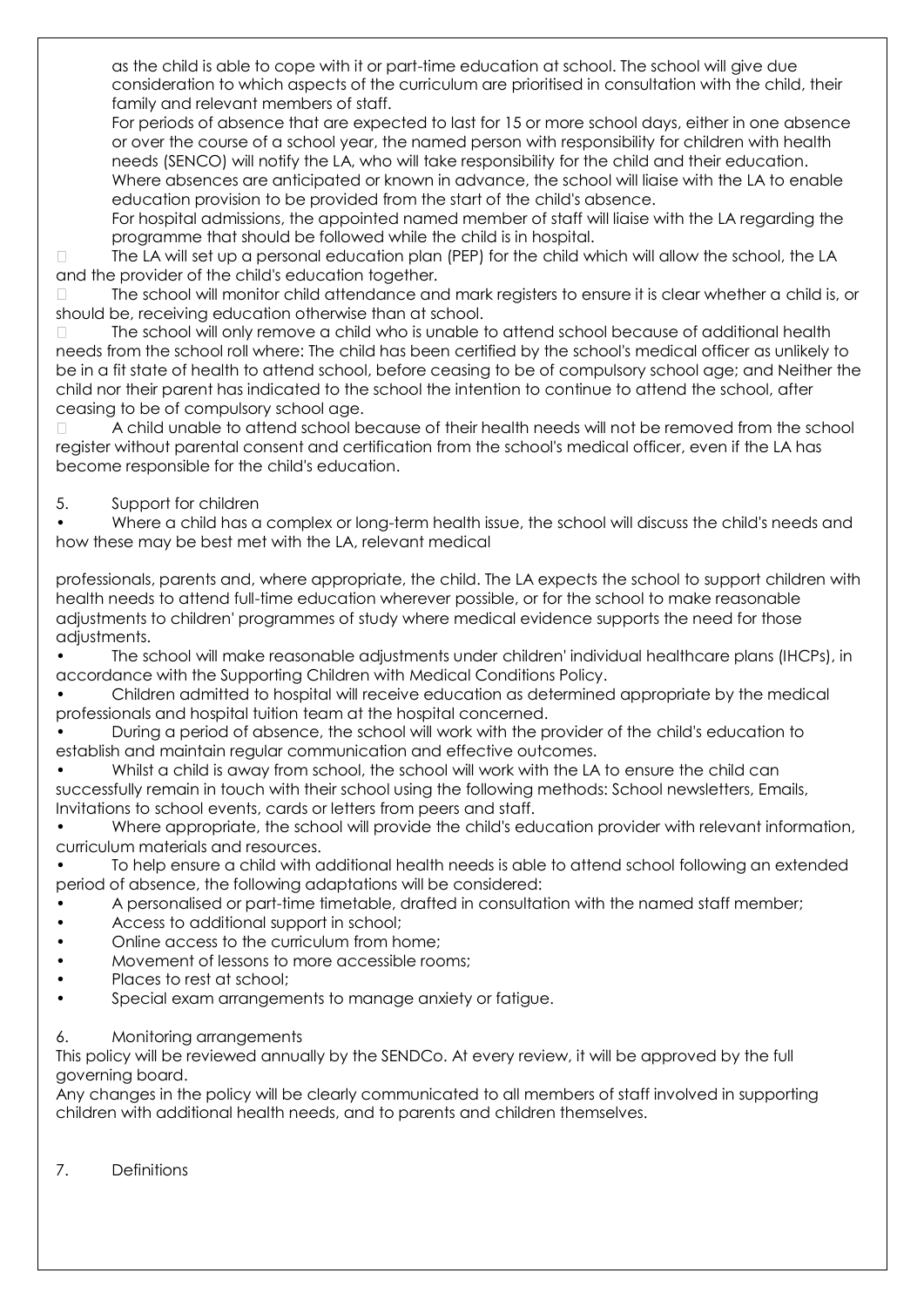as the child is able to cope with it or part-time education at school. The school will give due consideration to which aspects of the curriculum are prioritised in consultation with the child, their family and relevant members of staff.

For periods of absence that are expected to last for 15 or more school days, either in one absence or over the course of a school year, the named person with responsibility for children with health needs (SENCO) will notify the LA, who will take responsibility for the child and their education.

Where absences are anticipated or known in advance, the school will liaise with the LA to enable education provision to be provided from the start of the child's absence.

For hospital admissions, the appointed named member of staff will liaise with the LA regarding the programme that should be followed while the child is in hospital.

- The LA will set up a personal education plan (PEP) for the child which will allow the school, the LA and the provider of the child's education together.
- The school will monitor child attendance and mark registers to ensure it is clear whether a child is, or should be, receiving education otherwise than at school.
- The school will only remove a child who is unable to attend school because of additional health needs from the school roll where: The child has been certified by the school's medical officer as unlikely to be in a fit state of health to attend school, before ceasing to be of compulsory school age; and Neither the child nor their parent has indicated to the school the intention to continue to attend the school, after ceasing to be of compulsory school age.
- A child unable to attend school because of their health needs will not be removed from the school register without parental consent and certification from the school's medical officer, even if the LA has become responsible for the child's education.

## 5. Support for children

- Where a child has a complex or long-term health issue, the school will discuss the child's needs and how these may be best met with the LA, relevant medical professionals, parents and, where appropriate, the child. The LA expects the school to support children with health needs to attend full-time education wherever possible, or for the school to make reasonable adjustments to children' programmes of study where medical evidence supports the need for those adjustments.
- The school will make reasonable adjustments under children' individual healthcare plans (IHCPs), in accordance with the Supporting Children with Medical Conditions Policy.
- Children admitted to hospital will receive education as determined appropriate by the medical professionals and hospital tuition team at the hospital concerned.
- During a period of absence, the school will work with the provider of the child's education to establish and maintain regular communication and effective outcomes.
- Whilst a child is away from school, the school will work with the LA to ensure the child can successfully remain in touch with their school using the following methods: School newsletters, Emails, Invitations to school events, cards or letters from peers and staff.
- Where appropriate, the school will provide the child's education provider with relevant information, curriculum materials and resources.
- To help ensure a child with additional health needs is able to attend school following an extended period of absence, the following adaptations will be considered:
- A personalised or part-time timetable, drafted in consultation with the named staff member;
- Access to additional support in school;
- Online access to the curriculum from home;
- Movement of lessons to more accessible rooms;
- Places to rest at school;
- Special exam arrangements to manage anxiety or fatigue.

## 6. Monitoring arrangements

This policy will be reviewed annually by the SENDCo. At every review, it will be approved by the full governing board.

Any changes in the policy will be clearly communicated to all members of staff involved in supporting children with additional health needs, and to parents and children themselves.

## 7. Definitions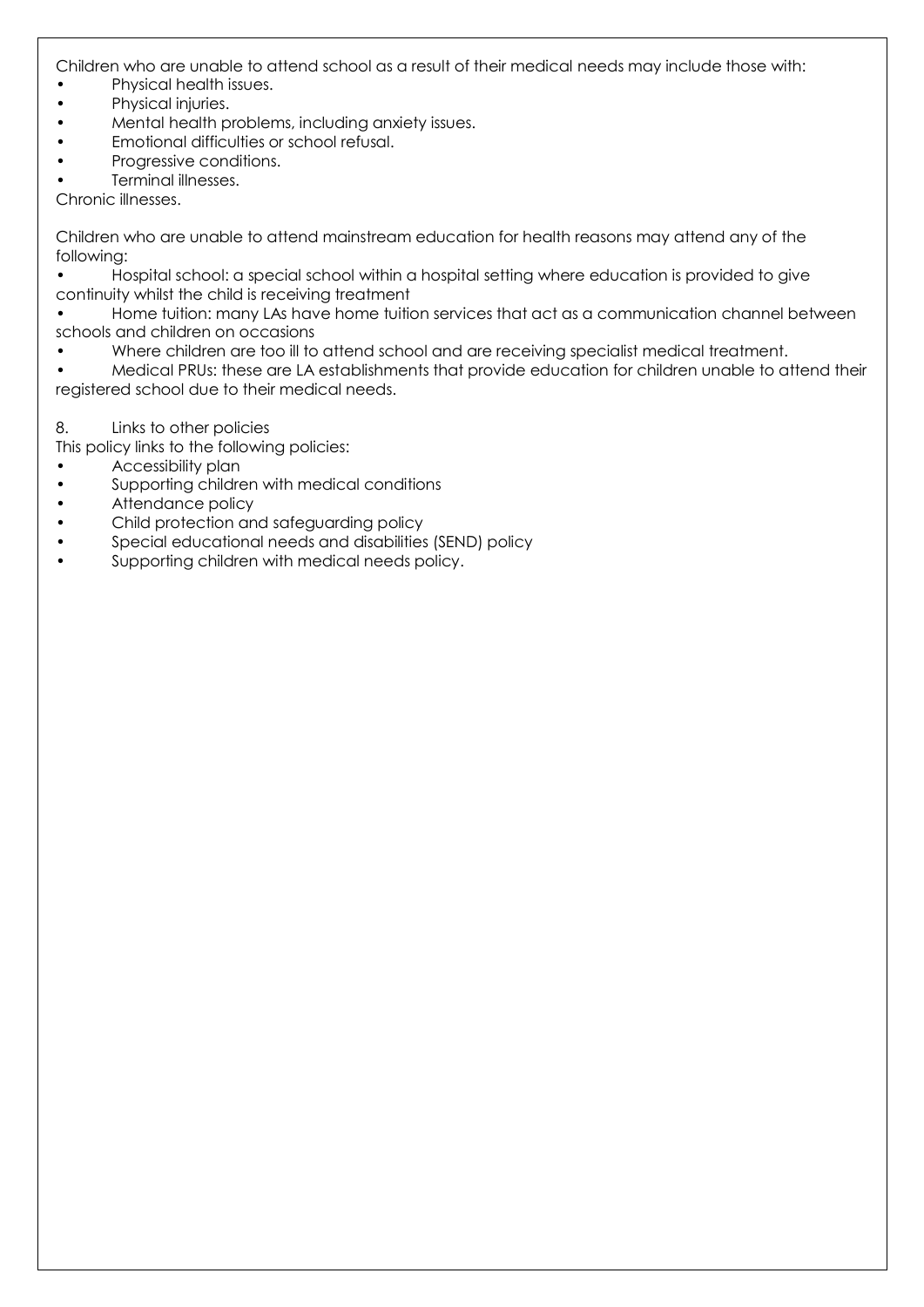Children who are unable to attend school as a result of their medical needs may include those with:

- Physical health issues.
- Physical injuries.
- Mental health problems, including anxiety issues.
- Emotional difficulties or school refusal.
- Progressive conditions.
- Terminal illnesses.

Chronic illnesses.

Children who are unable to attend mainstream education for health reasons may attend any of the following:

- Hospital school: a special school within a hospital setting where education is provided to give continuity whilst the child is receiving treatment
- Home tuition: many LAs have home tuition services that act as a communication channel between schools and children on occasions
- Where children are too ill to attend school and are receiving specialist medical treatment.
- Medical PRUs: these are LA establishments that provide education for children unable to attend their registered school due to their medical needs.

8. Links to other policies

This policy links to the following policies:

- Accessibility plan
- Supporting children with medical conditions
- Attendance policy
- Child protection and safeguarding policy
- Special educational needs and disabilities (SEND) policy
- Supporting children with medical needs policy.